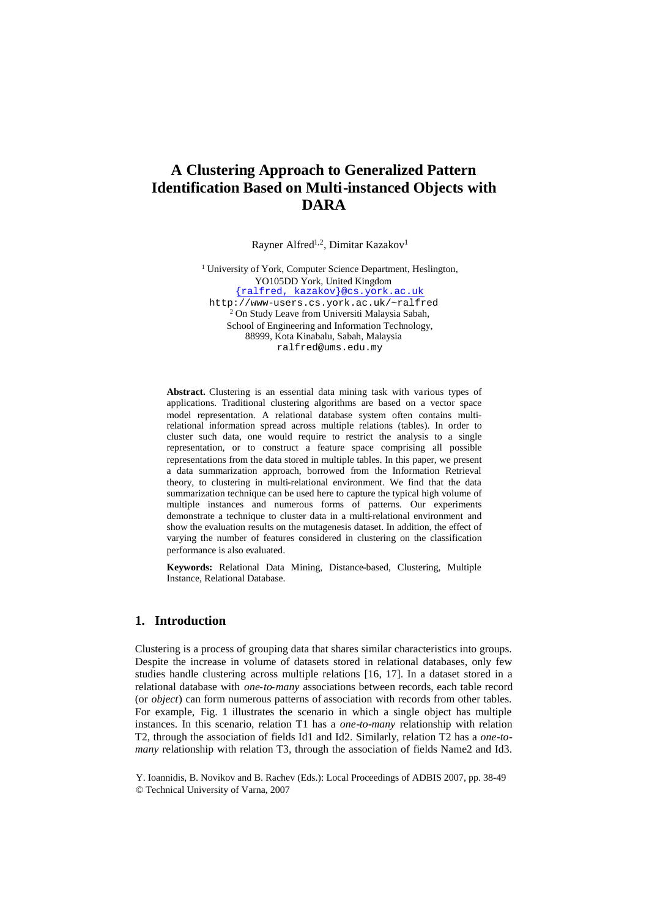# A Clustering Approach to Generalized Pattern Identification Based on Multi-instanced Objects with DARA

Rayner Alfred[1,2], Dimitar Kazakov[1]

[1] University of York, Computer Science Department, Heslington, YO105DD York, United Kingdom
{ralfred, kazakov}@cs.york.ac.uk
http://www-users.cs.york.ac.uk/~ralfred

[2] On Study Leave from Universiti Malaysia Sabah, School of Engineering and Information Technology, 88999, Kota Kinabalu, Sabah, Malaysia
ralfred@ums.edu.my

**Abstract.** Clustering is an essential data mining task with various types of applications. Traditional clustering algorithms are based on a vector space model representation. A relational database system often contains multi-relational information spread across multiple relations (tables). In order to cluster such data, one would require to restrict the analysis to a single representation, or to construct a feature space comprising all possible representations from the data stored in multiple tables. In this paper, we present a data summarization approach, borrowed from the Information Retrieval theory, to clustering in multi-relational environment. We find that the data summarization technique can be used here to capture the typical high volume of multiple instances and numerous forms of patterns. Our experiments demonstrate a technique to cluster data in a multi-relational environment and show the evaluation results on the mutagenesis dataset. In addition, the effect of varying the number of features considered in clustering on the classification performance is also evaluated.

**Keywords:** Relational Data Mining, Distance-based, Clustering, Multiple Instance, Relational Database.

## 1. Introduction

Clustering is a process of grouping data that shares similar characteristics into groups. Despite the increase in volume of datasets stored in relational databases, only few studies handle clustering across multiple relations [16, 17]. In a dataset stored in a relational database with *one-to-many* associations between records, each table record (or *object*) can form numerous patterns of association with records from other tables. For example, Fig. 1 illustrates the scenario in which a single object has multiple instances. In this scenario, relation T1 has a *one-to-many* relationship with relation T2, through the association of fields Id1 and Id2. Similarly, relation T2 has a *one-to-many* relationship with relation T3, through the association of fields Name2 and Id3.

Y. Ioannidis, B. Novikov and B. Rachev (Eds.): Local Proceedings of ADBIS 2007, pp. 38-49
© Technical University of Varna, 2007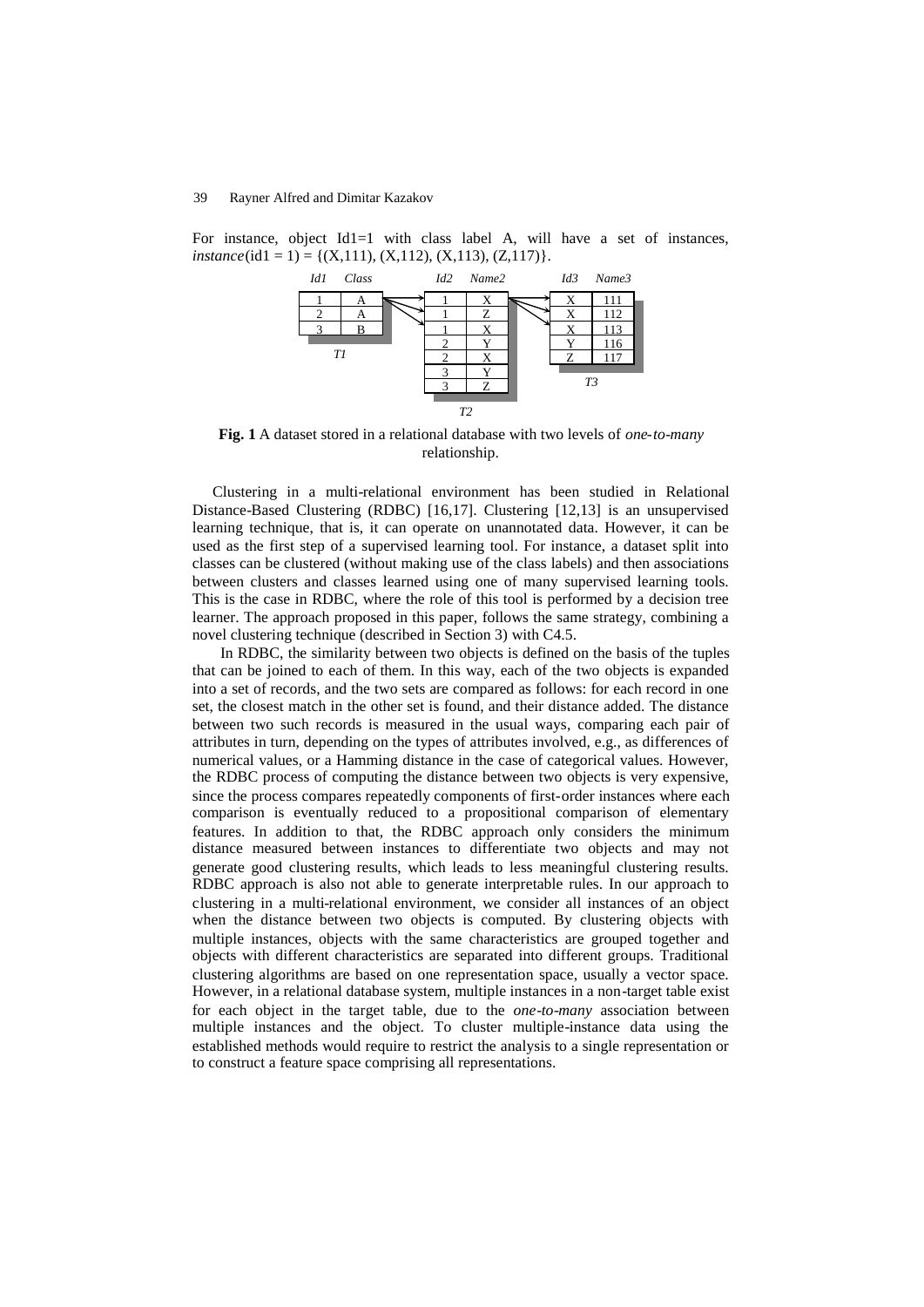For instance, object Id1=1 with class label A, will have a set of instances, *instance*(id1 = 1) = {(X,111), (X,112), (X,113), (Z,117)}.

| *Id1* | *Class* |
|---|---|
| 1 | A |
| 2 | A |
| 3 | B |

*T1*

| *Id2* | *Name2* |
|---|---|
| 1 | X |
| 1 | Z |
| 1 | X |
| 2 | Y |
| 2 | X |
| 3 | Y |
| 3 | Z |

*T2*

| *Id3* | *Name3* |
|---|---|
| X | 111 |
| X | 112 |
| X | 113 |
| Y | 116 |
| Z | 117 |

*T3*

**Fig. 1** A dataset stored in a relational database with two levels of *one-to-many* relationship.

Clustering in a multi-relational environment has been studied in Relational Distance-Based Clustering (RDBC) [16,17]. Clustering [12,13] is an unsupervised learning technique, that is, it can operate on unannotated data. However, it can be used as the first step of a supervised learning tool. For instance, a dataset split into classes can be clustered (without making use of the class labels) and then associations between clusters and classes learned using one of many supervised learning tools. This is the case in RDBC, where the role of this tool is performed by a decision tree learner. The approach proposed in this paper, follows the same strategy, combining a novel clustering technique (described in Section 3) with C4.5.

In RDBC, the similarity between two objects is defined on the basis of the tuples that can be joined to each of them. In this way, each of the two objects is expanded into a set of records, and the two sets are compared as follows: for each record in one set, the closest match in the other set is found, and their distance added. The distance between two such records is measured in the usual ways, comparing each pair of attributes in turn, depending on the types of attributes involved, e.g., as differences of numerical values, or a Hamming distance in the case of categorical values. However, the RDBC process of computing the distance between two objects is very expensive, since the process compares repeatedly components of first-order instances where each comparison is eventually reduced to a propositional comparison of elementary features. In addition to that, the RDBC approach only considers the minimum distance measured between instances to differentiate two objects and may not generate good clustering results, which leads to less meaningful clustering results. RDBC approach is also not able to generate interpretable rules. In our approach to clustering in a multi-relational environment, we consider all instances of an object when the distance between two objects is computed. By clustering objects with multiple instances, objects with the same characteristics are grouped together and objects with different characteristics are separated into different groups. Traditional clustering algorithms are based on one representation space, usually a vector space. However, in a relational database system, multiple instances in a non-target table exist for each object in the target table, due to the *one-to-many* association between multiple instances and the object. To cluster multiple-instance data using the established methods would require to restrict the analysis to a single representation or to construct a feature space comprising all representations.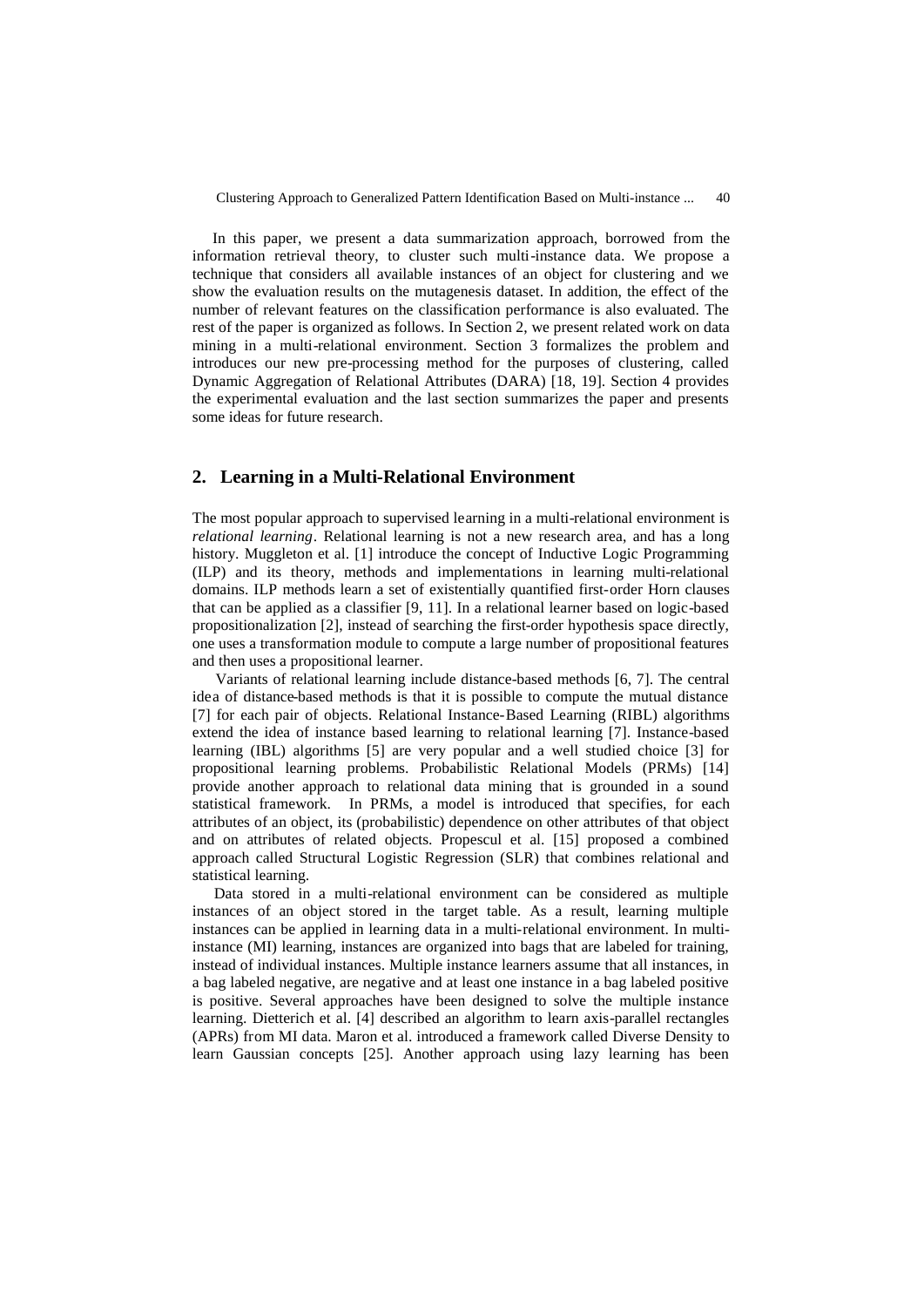In this paper, we present a data summarization approach, borrowed from the information retrieval theory, to cluster such multi-instance data. We propose a technique that considers all available instances of an object for clustering and we show the evaluation results on the mutagenesis dataset. In addition, the effect of the number of relevant features on the classification performance is also evaluated. The rest of the paper is organized as follows. In Section 2, we present related work on data mining in a multi-relational environment. Section 3 formalizes the problem and introduces our new pre-processing method for the purposes of clustering, called Dynamic Aggregation of Relational Attributes (DARA) [18, 19]. Section 4 provides the experimental evaluation and the last section summarizes the paper and presents some ideas for future research.

## 2. Learning in a Multi-Relational Environment

The most popular approach to supervised learning in a multi-relational environment is *relational learning*. Relational learning is not a new research area, and has a long history. Muggleton et al. [1] introduce the concept of Inductive Logic Programming (ILP) and its theory, methods and implementations in learning multi-relational domains. ILP methods learn a set of existentially quantified first-order Horn clauses that can be applied as a classifier [9, 11]. In a relational learner based on logic-based propositionalization [2], instead of searching the first-order hypothesis space directly, one uses a transformation module to compute a large number of propositional features and then uses a propositional learner.

Variants of relational learning include distance-based methods [6, 7]. The central idea of distance-based methods is that it is possible to compute the mutual distance [7] for each pair of objects. Relational Instance-Based Learning (RIBL) algorithms extend the idea of instance based learning to relational learning [7]. Instance-based learning (IBL) algorithms [5] are very popular and a well studied choice [3] for propositional learning problems. Probabilistic Relational Models (PRMs) [14] provide another approach to relational data mining that is grounded in a sound statistical framework. In PRMs, a model is introduced that specifies, for each attributes of an object, its (probabilistic) dependence on other attributes of that object and on attributes of related objects. Propescul et al. [15] proposed a combined approach called Structural Logistic Regression (SLR) that combines relational and statistical learning.

Data stored in a multi-relational environment can be considered as multiple instances of an object stored in the target table. As a result, learning multiple instances can be applied in learning data in a multi-relational environment. In multi-instance (MI) learning, instances are organized into bags that are labeled for training, instead of individual instances. Multiple instance learners assume that all instances, in a bag labeled negative, are negative and at least one instance in a bag labeled positive is positive. Several approaches have been designed to solve the multiple instance learning. Dietterich et al. [4] described an algorithm to learn axis-parallel rectangles (APRs) from MI data. Maron et al. introduced a framework called Diverse Density to learn Gaussian concepts [25]. Another approach using lazy learning has been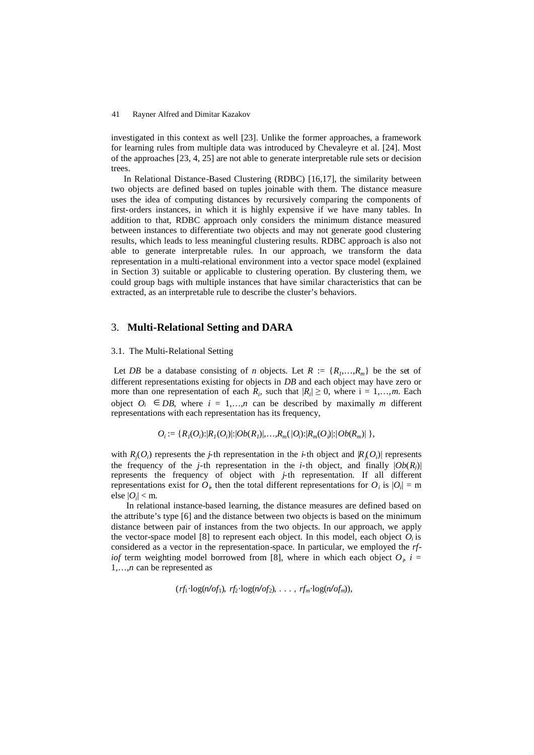investigated in this context as well [23]. Unlike the former approaches, a framework for learning rules from multiple data was introduced by Chevaleyre et al. [24]. Most of the approaches [23, 4, 25] are not able to generate interpretable rule sets or decision trees.

In Relational Distance-Based Clustering (RDBC) [16,17], the similarity between two objects are defined based on tuples joinable with them. The distance measure uses the idea of computing distances by recursively comparing the components of first-orders instances, in which it is highly expensive if we have many tables. In addition to that, RDBC approach only considers the minimum distance measured between instances to differentiate two objects and may not generate good clustering results, which leads to less meaningful clustering results. RDBC approach is also not able to generate interpretable rules. In our approach, we transform the data representation in a multi-relational environment into a vector space model (explained in Section 3) suitable or applicable to clustering operation. By clustering them, we could group bags with multiple instances that have similar characteristics that can be extracted, as an interpretable rule to describe the cluster's behaviors.

## 3. **Multi-Relational Setting and DARA**

### 3.1. The Multi-Relational Setting

Let *DB* be a database consisting of *n* objects. Let $R := \{R_1,\ldots,R_m\}$ be the set of different representations existing for objects in *DB* and each object may have zero or more than one representation of each $R_i$, such that $|R_i| \geq 0$, where $i = 1,\ldots,m$. Each object $O_i \in DB$, where $i = 1,\ldots,n$ can be described by maximally *m* different representations with each representation has its frequency,

$$O_i := \{R_1(O_i):|R_1(O_i)|:|Ob(R_1)|,\ldots,R_m(|O_i|):|R_m(O_i)|:|Ob(R_m)|\},$$

with $R_j(O_i)$ represents the *j*-th representation in the *i*-th object and $|R_j(O_i)|$ represents the frequency of the *j*-th representation in the *i*-th object, and finally $|Ob(R_j)|$ represents the frequency of object with *j*-th representation. If all different representations exist for $O_i$, then the total different representations for $O_i$ is $|O_i| = m$ else $|O_i| < m$.

In relational instance-based learning, the distance measures are defined based on the attribute's type [6] and the distance between two objects is based on the minimum distance between pair of instances from the two objects. In our approach, we apply the vector-space model [8] to represent each object. In this model, each object $O_i$ is considered as a vector in the representation-space. In particular, we employed the *rf-iof* term weighting model borrowed from [8], where in which each object $O_i$, $i = 1,\ldots,n$ can be represented as

$$(rf_1 \cdot \log(n/of_1),\ rf_2 \cdot \log(n/of_2),\ \ldots\ ,\ rf_m \cdot \log(n/of_m)),$$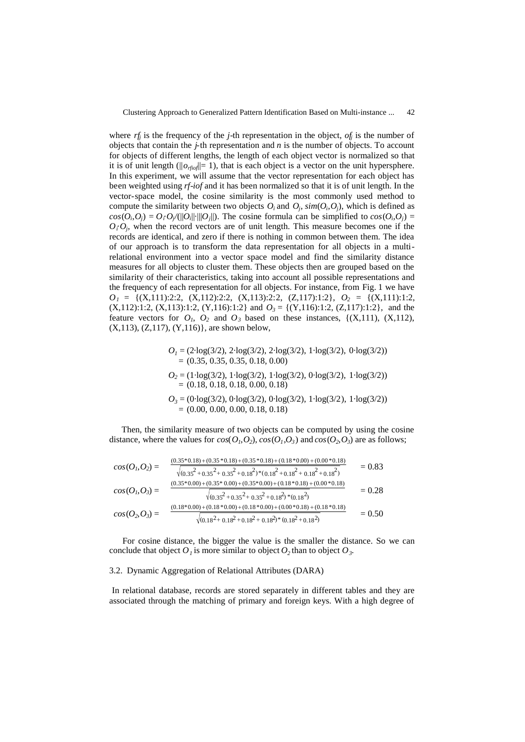where $rf_j$ is the frequency of the $j$-th representation in the object, $of_j$ is the number of objects that contain the $j$-th representation and $n$ is the number of objects. To account for objects of different lengths, the length of each object vector is normalized so that it is of unit length ($\|o_{rfiof}\|= 1$), that is each object is a vector on the unit hypersphere. In this experiment, we will assume that the vector representation for each object has been weighted using *rf-iof* and it has been normalized so that it is of unit length. In the vector-space model, the cosine similarity is the most commonly used method to compute the similarity between two objects $O_i$ and $O_j$, $sim(O_i,O_j)$, which is defined as $cos(O_i,O_j) = O_i \cdot O_j/(\|O_i\| \cdot \|O_j\|)$. The cosine formula can be simplified to $cos(O_i,O_j) = O_i \cdot O_j$, when the record vectors are of unit length. This measure becomes one if the records are identical, and zero if there is nothing in common between them. The idea of our approach is to transform the data representation for all objects in a multi-relational environment into a vector space model and find the similarity distance measures for all objects to cluster them. These objects then are grouped based on the similarity of their characteristics, taking into account all possible representations and the frequency of each representation for all objects. For instance, from Fig. 1 we have $O_1$ = {(X,111):2:2, (X,112):2:2, (X,113):2:2, (Z,117):1:2}, $O_2$ = {(X,111):1:2, (X,112):1:2, (X,113):1:2, (Y,116):1:2} and $O_3$ = {(Y,116):1:2, (Z,117):1:2}, and the feature vectors for $O_1$, $O_2$ and $O_3$ based on these instances, {(X,111), (X,112), (X,113), (Z,117), (Y,116)}, are shown below,

$$O_1 = (2 \cdot \log(3/2),\ 2 \cdot \log(3/2),\ 2 \cdot \log(3/2),\ 1 \cdot \log(3/2),\ 0 \cdot \log(3/2)) = (0.35,\ 0.35,\ 0.35,\ 0.18,\ 0.00)$$

$$O_2 = (1 \cdot \log(3/2),\ 1 \cdot \log(3/2),\ 1 \cdot \log(3/2),\ 0 \cdot \log(3/2),\ 1 \cdot \log(3/2)) = (0.18,\ 0.18,\ 0.18,\ 0.00,\ 0.18)$$

$$O_3 = (0 \cdot \log(3/2),\ 0 \cdot \log(3/2),\ 0 \cdot \log(3/2),\ 1 \cdot \log(3/2),\ 1 \cdot \log(3/2)) = (0.00,\ 0.00,\ 0.00,\ 0.18,\ 0.18)$$

Then, the similarity measure of two objects can be computed by using the cosine distance, where the values for $cos(O_1,O_2)$, $cos(O_1,O_3)$ and $cos(O_2,O_3)$ are as follows;

$$cos(O_1,O_2) = \frac{(0.35*0.18)+(0.35*0.18)+(0.35*0.18)+(0.18*0.00)+(0.00*0.18)}{\sqrt{(0.35^2+0.35^2+0.35^2+0.18^2)*(0.18^2+0.18^2+0.18^2+0.18^2)}} = 0.83$$

$$cos(O_1,O_3) = \frac{(0.35*0.00)+(0.35*0.00)+(0.35*0.00)+(0.18*0.18)+(0.00*0.18)}{\sqrt{(0.35^2+0.35^2+0.35^2+0.18^2)*(0.18^2)}} = 0.28$$

$$cos(O_2,O_3) = \frac{(0.18*0.00)+(0.18*0.00)+(0.18*0.00)+(0.00*0.18)+(0.18*0.18)}{\sqrt{(0.18^2+0.18^2+0.18^2+0.18^2)*(0.18^2+0.18^2)}} = 0.50$$

For cosine distance, the bigger the value is the smaller the distance. So we can conclude that object $O_1$ is more similar to object $O_2$ than to object $O_3$.

### 3.2. Dynamic Aggregation of Relational Attributes (DARA)

In relational database, records are stored separately in different tables and they are associated through the matching of primary and foreign keys. With a high degree of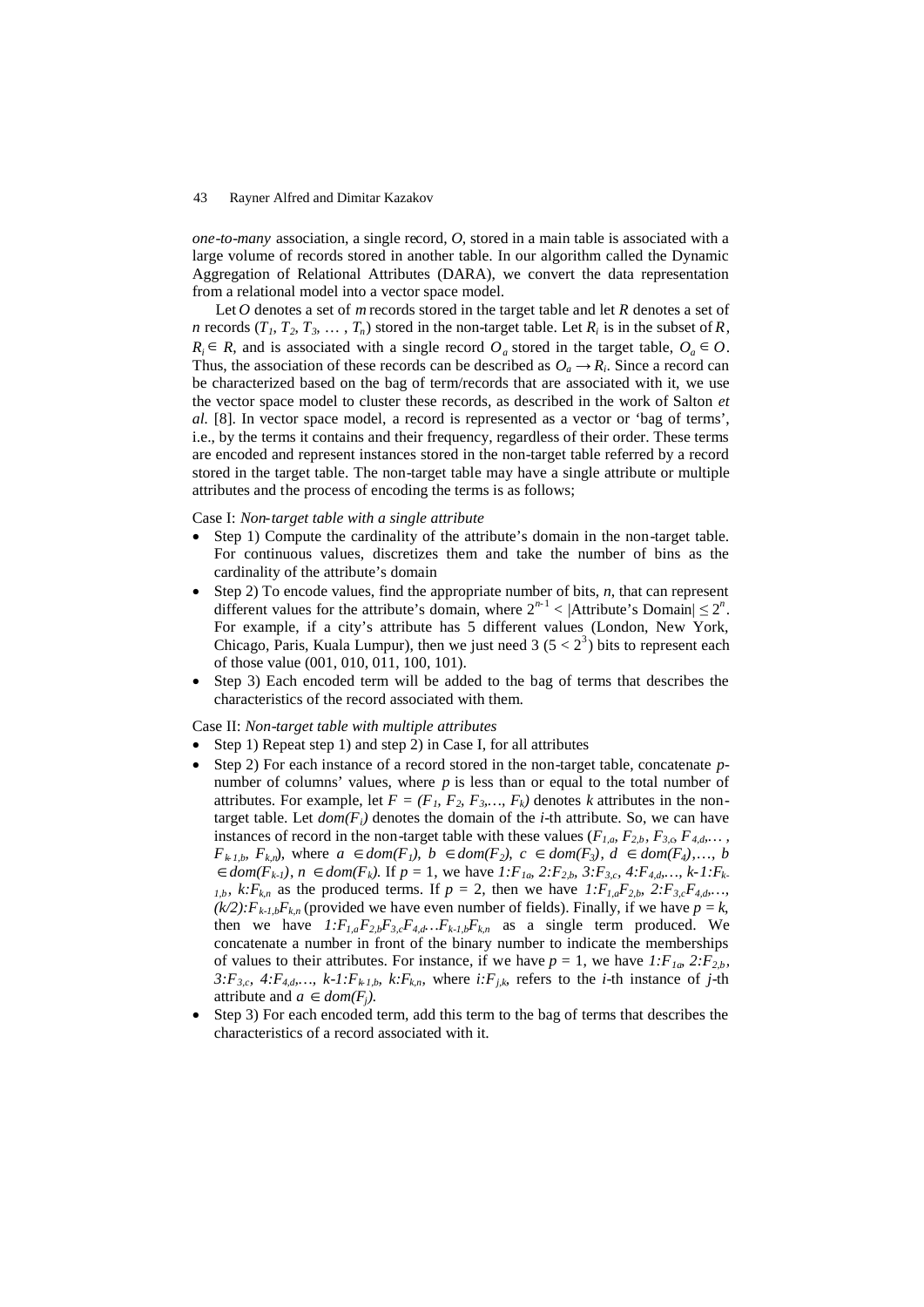*one-to-many* association, a single record, *O*, stored in a main table is associated with a large volume of records stored in another table. In our algorithm called the Dynamic Aggregation of Relational Attributes (DARA), we convert the data representation from a relational model into a vector space model.

Let *O* denotes a set of *m* records stored in the target table and let *R* denotes a set of *n* records ($T_1, T_2, T_3, \ldots, T_n$) stored in the non-target table. Let $R_i$ is in the subset of $R$, $R_i \in R$, and is associated with a single record $O_a$ stored in the target table, $O_a \in O$. Thus, the association of these records can be described as $O_a \rightarrow R_i$. Since a record can be characterized based on the bag of term/records that are associated with it, we use the vector space model to cluster these records, as described in the work of Salton *et al.* [8]. In vector space model, a record is represented as a vector or 'bag of terms', i.e., by the terms it contains and their frequency, regardless of their order. These terms are encoded and represent instances stored in the non-target table referred by a record stored in the target table. The non-target table may have a single attribute or multiple attributes and the process of encoding the terms is as follows;

Case I: *Non-target table with a single attribute*

- Step 1) Compute the cardinality of the attribute's domain in the non-target table. For continuous values, discretizes them and take the number of bins as the cardinality of the attribute's domain
- Step 2) To encode values, find the appropriate number of bits, *n*, that can represent different values for the attribute's domain, where $2^{n-1} < |\text{Attribute's Domain}| \leq 2^n$. For example, if a city's attribute has 5 different values (London, New York, Chicago, Paris, Kuala Lumpur), then we just need 3 ($5 < 2^3$) bits to represent each of those value (001, 010, 011, 100, 101).
- Step 3) Each encoded term will be added to the bag of terms that describes the characteristics of the record associated with them.

Case II: *Non-target table with multiple attributes*

- Step 1) Repeat step 1) and step 2) in Case I, for all attributes
- Step 2) For each instance of a record stored in the non-target table, concatenate *p*-number of columns' values, where *p* is less than or equal to the total number of attributes. For example, let $F = (F_1, F_2, F_3, \ldots, F_k)$ denotes *k* attributes in the non-target table. Let $dom(F_i)$ denotes the domain of the *i*-th attribute. So, we can have instances of record in the non-target table with these values ($F_{1,a}, F_{2,b}, F_{3,c}, F_{4,d}, \ldots, F_{k-1,b}, F_{k,n}$), where $a \in dom(F_1)$, $b \in dom(F_2)$, $c \in dom(F_3)$, $d \in dom(F_4), \ldots, b \in dom(F_{k-1})$, $n \in dom(F_k)$. If $p = 1$, we have $1{:}F_{1a}$, $2{:}F_{2,b}$, $3{:}F_{3,c}$, $4{:}F_{4,d}, \ldots$, $k\text{-}1{:}F_{k-1,b}$, $k{:}F_{k,n}$ as the produced terms. If $p = 2$, then we have $1{:}F_{1,a}F_{2,b}$, $2{:}F_{3,c}F_{4,d}, \ldots$, $(k/2){:}F_{k-1,b}F_{k,n}$ (provided we have even number of fields). Finally, if we have $p = k$, then we have $1{:}F_{1,a}F_{2,b}F_{3,c}F_{4,d}\ldots F_{k-1,b}F_{k,n}$ as a single term produced. We concatenate a number in front of the binary number to indicate the memberships of values to their attributes. For instance, if we have $p = 1$, we have $1{:}F_{1a}$, $2{:}F_{2,b}$, $3{:}F_{3,c}$, $4{:}F_{4,d}, \ldots$, $k\text{-}1{:}F_{k-1,b}$, $k{:}F_{k,n}$, where $i{:}F_{j,k}$, refers to the *i*-th instance of *j*-th attribute and $a \in dom(F_j)$.
- Step 3) For each encoded term, add this term to the bag of terms that describes the characteristics of a record associated with it.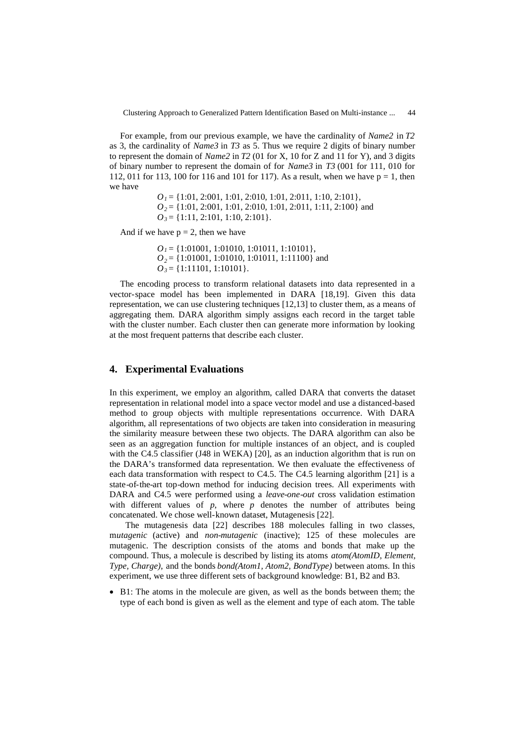For example, from our previous example, we have the cardinality of *Name2* in *T2* as 3, the cardinality of *Name3* in *T3* as 5. Thus we require 2 digits of binary number to represent the domain of *Name2* in *T2* (01 for X, 10 for Z and 11 for Y), and 3 digits of binary number to represent the domain of for *Name3* in *T3* (001 for 111, 010 for 112, 011 for 113, 100 for 116 and 101 for 117). As a result, when we have p = 1, then we have

$O_1$ = {1:01, 2:001, 1:01, 2:010, 1:01, 2:011, 1:10, 2:101},
$O_2$ = {1:01, 2:001, 1:01, 2:010, 1:01, 2:011, 1:11, 2:100} and
$O_3$ = {1:11, 2:101, 1:10, 2:101}.

And if we have p = 2, then we have

$O_1$ = {1:01001, 1:01010, 1:01011, 1:10101},
$O_2$ = {1:01001, 1:01010, 1:01011, 1:11100} and
$O_3$ = {1:11101, 1:10101}.

The encoding process to transform relational datasets into data represented in a vector-space model has been implemented in DARA [18,19]. Given this data representation, we can use clustering techniques [12,13] to cluster them, as a means of aggregating them. DARA algorithm simply assigns each record in the target table with the cluster number. Each cluster then can generate more information by looking at the most frequent patterns that describe each cluster.

## 4. Experimental Evaluations

In this experiment, we employ an algorithm, called DARA that converts the dataset representation in relational model into a space vector model and use a distanced-based method to group objects with multiple representations occurrence. With DARA algorithm, all representations of two objects are taken into consideration in measuring the similarity measure between these two objects. The DARA algorithm can also be seen as an aggregation function for multiple instances of an object, and is coupled with the C4.5 classifier (J48 in WEKA) [20], as an induction algorithm that is run on the DARA's transformed data representation. We then evaluate the effectiveness of each data transformation with respect to C4.5. The C4.5 learning algorithm [21] is a state-of-the-art top-down method for inducing decision trees. All experiments with DARA and C4.5 were performed using a *leave-one-out* cross validation estimation with different values of *p*, where *p* denotes the number of attributes being concatenated. We chose well-known dataset, Mutagenesis [22].

The mutagenesis data [22] describes 188 molecules falling in two classes, m*utagenic* (active) and *non-mutagenic* (inactive); 125 of these molecules are mutagenic. The description consists of the atoms and bonds that make up the compound. Thus, a molecule is described by listing its atoms *atom(AtomID, Element, Type, Charge)*, and the bonds *bond(Atom1, Atom2, BondType)* between atoms. In this experiment, we use three different sets of background knowledge: B1, B2 and B3.

- B1: The atoms in the molecule are given, as well as the bonds between them; the type of each bond is given as well as the element and type of each atom. The table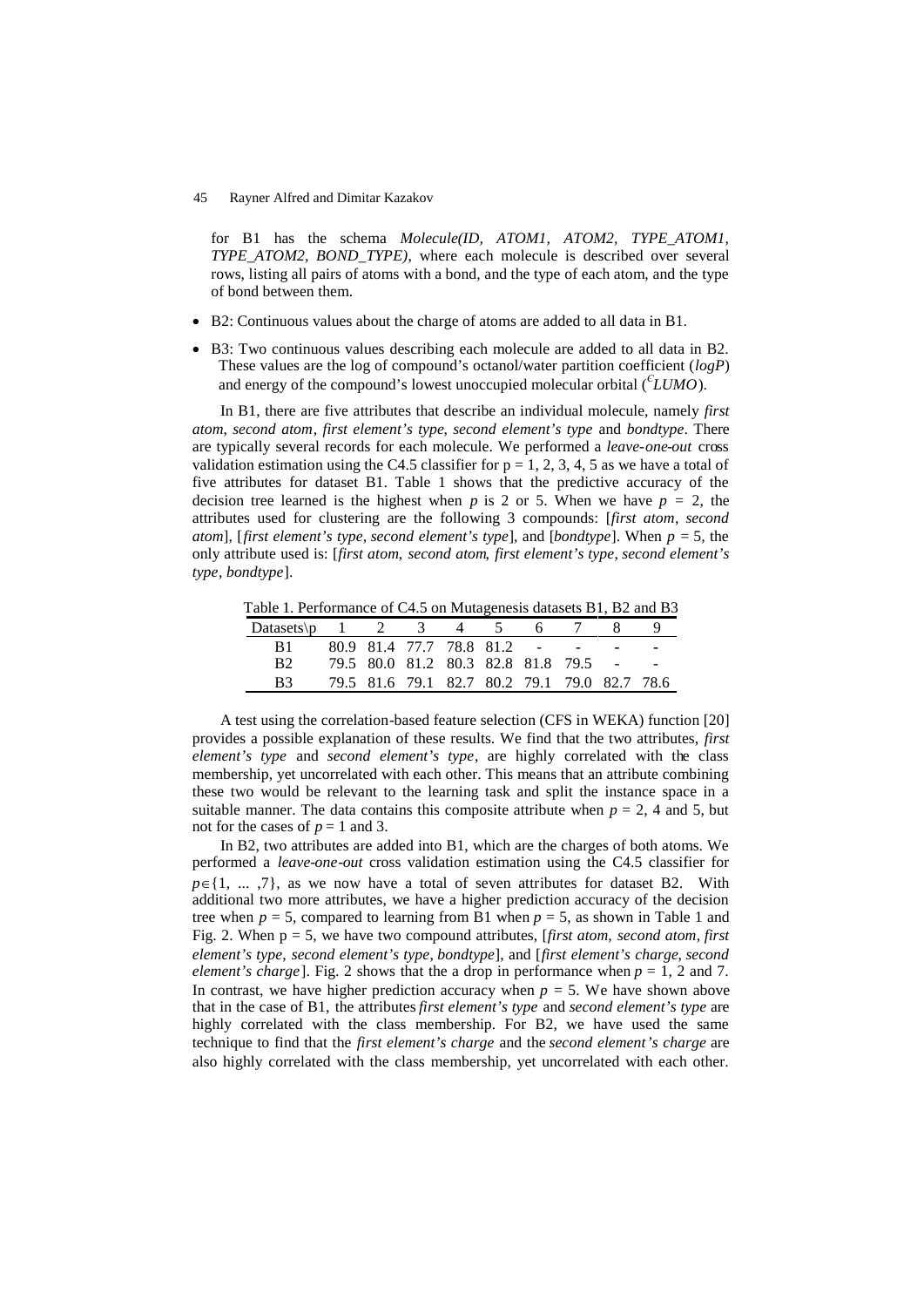for B1 has the schema *Molecule(ID, ATOM1, ATOM2, TYPE_ATOM1, TYPE_ATOM2, BOND_TYPE)*, where each molecule is described over several rows, listing all pairs of atoms with a bond, and the type of each atom, and the type of bond between them.

- B2: Continuous values about the charge of atoms are added to all data in B1.
- B3: Two continuous values describing each molecule are added to all data in B2. These values are the log of compound's octanol/water partition coefficient (*logP*) and energy of the compound's lowest unoccupied molecular orbital ($^{C}LUMO$).

In B1, there are five attributes that describe an individual molecule, namely *first atom*, *second atom*, *first element's type*, *second element's type* and *bondtype*. There are typically several records for each molecule. We performed a *leave-one-out* cross validation estimation using the C4.5 classifier for $p = 1, 2, 3, 4, 5$ as we have a total of five attributes for dataset B1. Table 1 shows that the predictive accuracy of the decision tree learned is the highest when $p$ is 2 or 5. When we have $p = 2$, the attributes used for clustering are the following 3 compounds: [*first atom*, *second atom*], [*first element's type*, *second element's type*], and [*bondtype*]. When $p = 5$, the only attribute used is: [*first atom*, *second atom*, *first element's type*, *second element's type*, *bondtype*].

Table 1. Performance of C4.5 on Mutagenesis datasets B1, B2 and B3

| Datasets\p | 1 | 2 | 3 | 4 | 5 | 6 | 7 | 8 | 9 |
|---|---|---|---|---|---|---|---|---|---|
| B1 | 80.9 | 81.4 | 77.7 | 78.8 | 81.2 | - | - | - | - |
| B2 | 79.5 | 80.0 | 81.2 | 80.3 | 82.8 | 81.8 | 79.5 | - | - |
| B3 | 79.5 | 81.6 | 79.1 | 82.7 | 80.2 | 79.1 | 79.0 | 82.7 | 78.6 |

A test using the correlation-based feature selection (CFS in WEKA) function [20] provides a possible explanation of these results. We find that the two attributes, *first element's type* and *second element's type*, are highly correlated with the class membership, yet uncorrelated with each other. This means that an attribute combining these two would be relevant to the learning task and split the instance space in a suitable manner. The data contains this composite attribute when $p = 2$, 4 and 5, but not for the cases of $p = 1$ and 3.

In B2, two attributes are added into B1, which are the charges of both atoms. We performed a *leave-one-out* cross validation estimation using the C4.5 classifier for $p \in \{1, ..., 7\}$, as we now have a total of seven attributes for dataset B2. With additional two more attributes, we have a higher prediction accuracy of the decision tree when $p = 5$, compared to learning from B1 when $p = 5$, as shown in Table 1 and Fig. 2. When $p = 5$, we have two compound attributes, [*first atom*, *second atom*, *first element's type*, *second element's type*, *bondtype*], and [*first element's charge*, *second element's charge*]. Fig. 2 shows that the a drop in performance when $p = 1$, 2 and 7. In contrast, we have higher prediction accuracy when $p = 5$. We have shown above that in the case of B1, the attributes *first element's type* and *second element's type* are highly correlated with the class membership. For B2, we have used the same technique to find that the *first element's charge* and the *second element's charge* are also highly correlated with the class membership, yet uncorrelated with each other.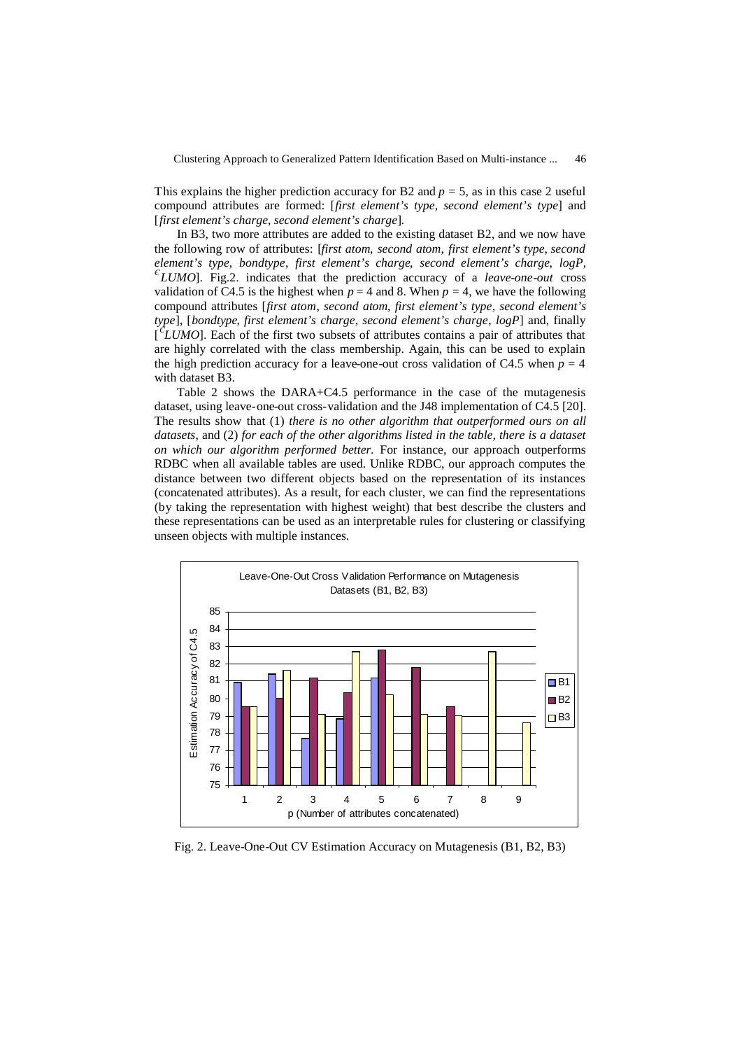This explains the higher prediction accuracy for B2 and $p = 5$, as in this case 2 useful compound attributes are formed: [*first element's type, second element's type*] and [*first element's charge, second element's charge*].

In B3, two more attributes are added to the existing dataset B2, and we now have the following row of attributes: [*first atom, second atom, first element's type, second element's type, bondtype, first element's charge, second element's charge, logP*, $^{\epsilon}$*LUMO*]. Fig.2. indicates that the prediction accuracy of a *leave-one-out* cross validation of C4.5 is the highest when $p = 4$ and 8. When $p = 4$, we have the following compound attributes [*first atom, second atom, first element's type, second element's type*], [*bondtype, first element's charge, second element's charge, logP*] and, finally [$^{\epsilon}$*LUMO*]. Each of the first two subsets of attributes contains a pair of attributes that are highly correlated with the class membership. Again, this can be used to explain the high prediction accuracy for a leave-one-out cross validation of C4.5 when $p = 4$ with dataset B3.

Table 2 shows the DARA+C4.5 performance in the case of the mutagenesis dataset, using leave-one-out cross-validation and the J48 implementation of C4.5 [20]. The results show that (1) *there is no other algorithm that outperformed ours on all datasets*, and (2) *for each of the other algorithms listed in the table, there is a dataset on which our algorithm performed better*. For instance, our approach outperforms RDBC when all available tables are used. Unlike RDBC, our approach computes the distance between two different objects based on the representation of its instances (concatenated attributes). As a result, for each cluster, we can find the representations (by taking the representation with highest weight) that best describe the clusters and these representations can be used as an interpretable rules for clustering or classifying unseen objects with multiple instances.

Fig. 2. Leave-One-Out CV Estimation Accuracy on Mutagenesis (B1, B2, B3)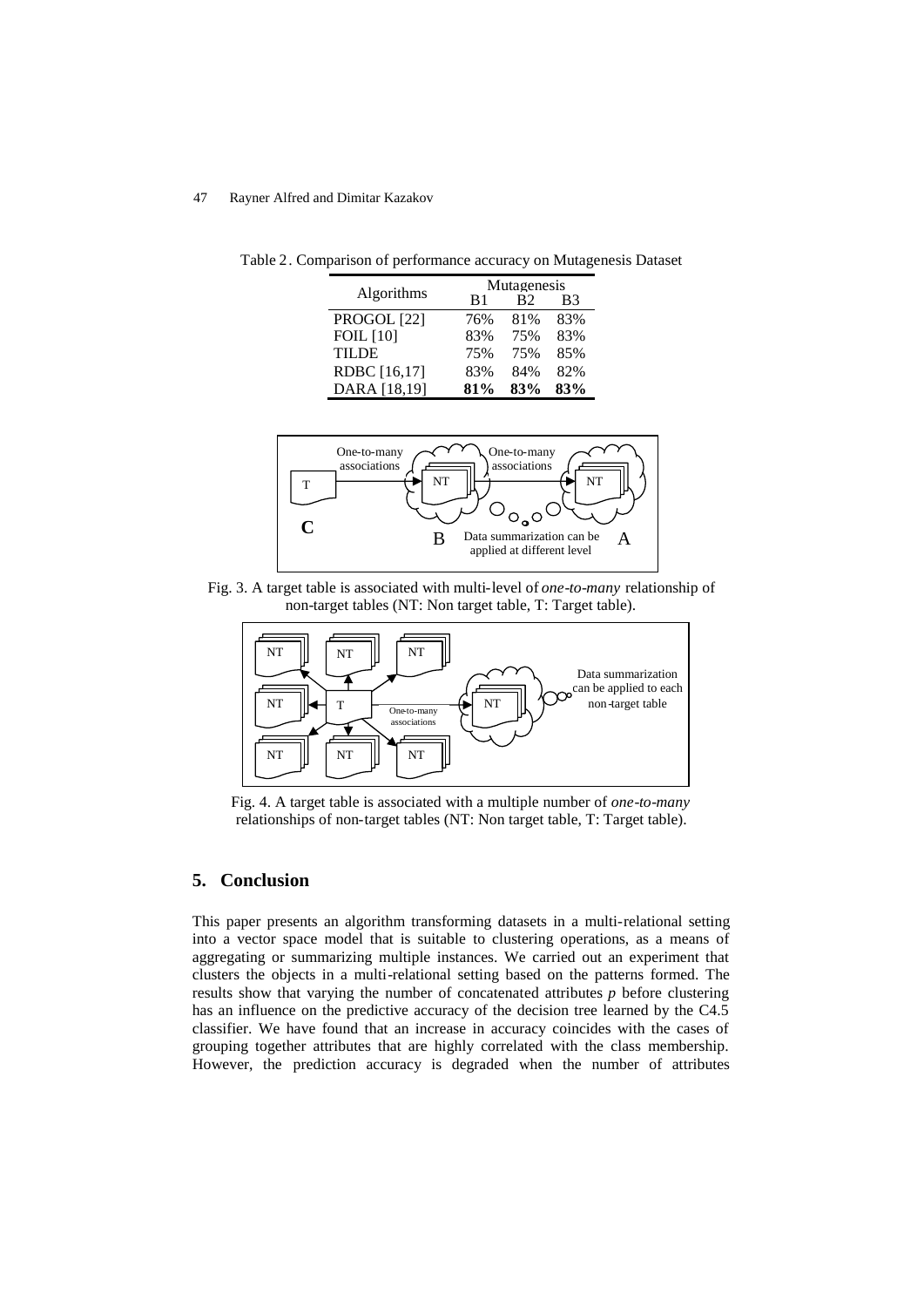Table 2. Comparison of performance accuracy on Mutagenesis Dataset

| Algorithms | Mutagenesis | | |
|---|---|---|---|
| | B1 | B2 | B3 |
| PROGOL [22] | 76% | 81% | 83% |
| FOIL [10] | 83% | 75% | 83% |
| TILDE | 75% | 75% | 85% |
| RDBC [16,17] | 83% | 84% | 82% |
| DARA [18,19] | **81%** | **83%** | **83%** |

Fig. 3. A target table is associated with multi-level of *one-to-many* relationship of non-target tables (NT: Non target table, T: Target table).

Fig. 4. A target table is associated with a multiple number of *one-to-many* relationships of non-target tables (NT: Non target table, T: Target table).

## 5. Conclusion

This paper presents an algorithm transforming datasets in a multi-relational setting into a vector space model that is suitable to clustering operations, as a means of aggregating or summarizing multiple instances. We carried out an experiment that clusters the objects in a multi-relational setting based on the patterns formed. The results show that varying the number of concatenated attributes $p$ before clustering has an influence on the predictive accuracy of the decision tree learned by the C4.5 classifier. We have found that an increase in accuracy coincides with the cases of grouping together attributes that are highly correlated with the class membership. However, the prediction accuracy is degraded when the number of attributes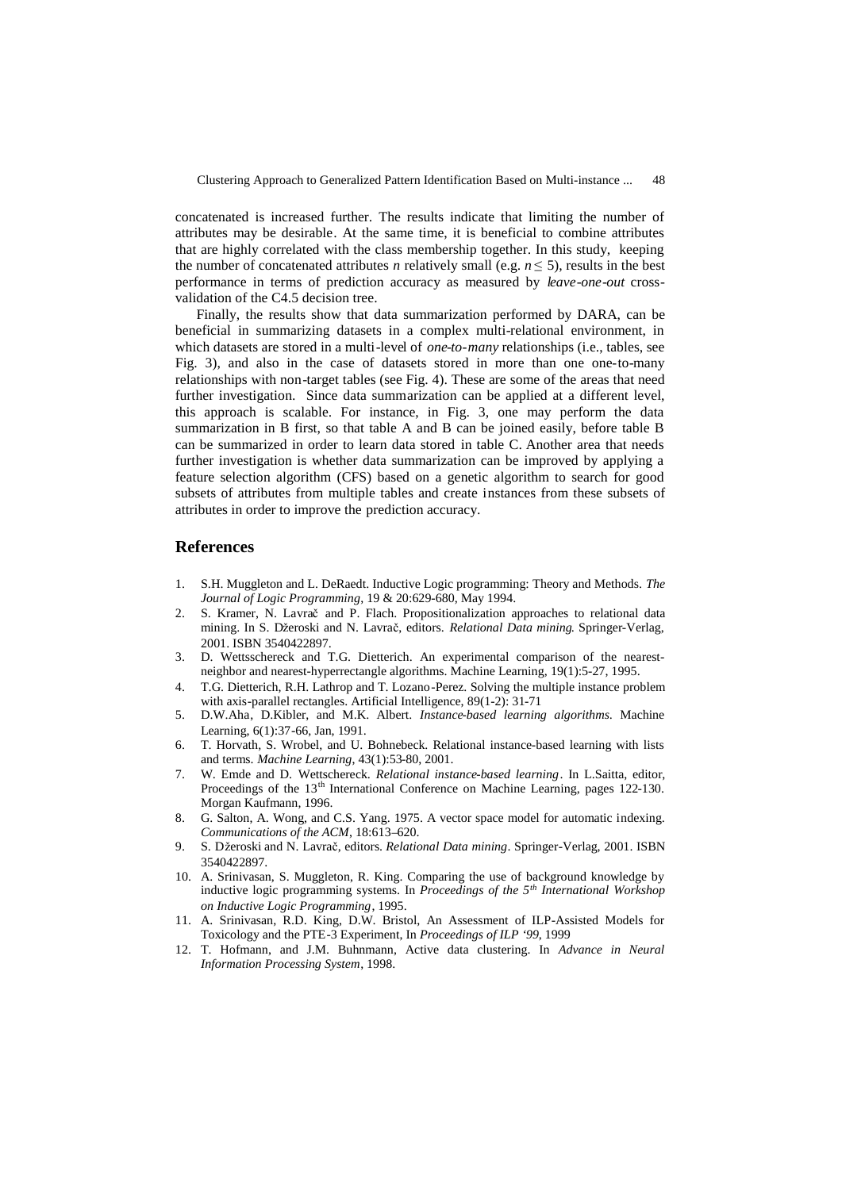concatenated is increased further. The results indicate that limiting the number of attributes may be desirable. At the same time, it is beneficial to combine attributes that are highly correlated with the class membership together. In this study, keeping the number of concatenated attributes $n$ relatively small (e.g. $n \leq 5$), results in the best performance in terms of prediction accuracy as measured by *leave-one-out* cross-validation of the C4.5 decision tree.

Finally, the results show that data summarization performed by DARA, can be beneficial in summarizing datasets in a complex multi-relational environment, in which datasets are stored in a multi-level of *one-to-many* relationships (i.e., tables, see Fig. 3), and also in the case of datasets stored in more than one one-to-many relationships with non-target tables (see Fig. 4). These are some of the areas that need further investigation. Since data summarization can be applied at a different level, this approach is scalable. For instance, in Fig. 3, one may perform the data summarization in B first, so that table A and B can be joined easily, before table B can be summarized in order to learn data stored in table C. Another area that needs further investigation is whether data summarization can be improved by applying a feature selection algorithm (CFS) based on a genetic algorithm to search for good subsets of attributes from multiple tables and create instances from these subsets of attributes in order to improve the prediction accuracy.

## References

1. S.H. Muggleton and L. DeRaedt. Inductive Logic programming: Theory and Methods. *The Journal of Logic Programming*, 19 & 20:629-680, May 1994.
2. S. Kramer, N. Lavrač and P. Flach. Propositionalization approaches to relational data mining. In S. Džeroski and N. Lavrač, editors. *Relational Data mining*. Springer-Verlag, 2001. ISBN 3540422897.
3. D. Wettschereck and T.G. Dietterich. An experimental comparison of the nearest-neighbor and nearest-hyperrectangle algorithms. Machine Learning, 19(1):5-27, 1995.
4. T.G. Dietterich, R.H. Lathrop and T. Lozano-Perez. Solving the multiple instance problem with axis-parallel rectangles. Artificial Intelligence, 89(1-2): 31-71
5. D.W.Aha, D.Kibler, and M.K. Albert. *Instance-based learning algorithms*. Machine Learning, 6(1):37-66, Jan, 1991.
6. T. Horvath, S. Wrobel, and U. Bohnebeck. Relational instance-based learning with lists and terms. *Machine Learning*, 43(1):53-80, 2001.
7. W. Emde and D. Wettschereck. *Relational instance-based learning*. In L.Saitta, editor, Proceedings of the 13th International Conference on Machine Learning, pages 122-130. Morgan Kaufmann, 1996.
8. G. Salton, A. Wong, and C.S. Yang. 1975. A vector space model for automatic indexing. *Communications of the ACM*, 18:613–620.
9. S. Džeroski and N. Lavrač, editors. *Relational Data mining*. Springer-Verlag, 2001. ISBN 3540422897.
10. A. Srinivasan, S. Muggleton, R. King. Comparing the use of background knowledge by inductive logic programming systems. In *Proceedings of the 5th International Workshop on Inductive Logic Programming*, 1995.
11. A. Srinivasan, R.D. King, D.W. Bristol, An Assessment of ILP-Assisted Models for Toxicology and the PTE-3 Experiment, In *Proceedings of ILP '99*, 1999
12. T. Hofmann, and J.M. Buhnmann, Active data clustering. In *Advance in Neural Information Processing System*, 1998.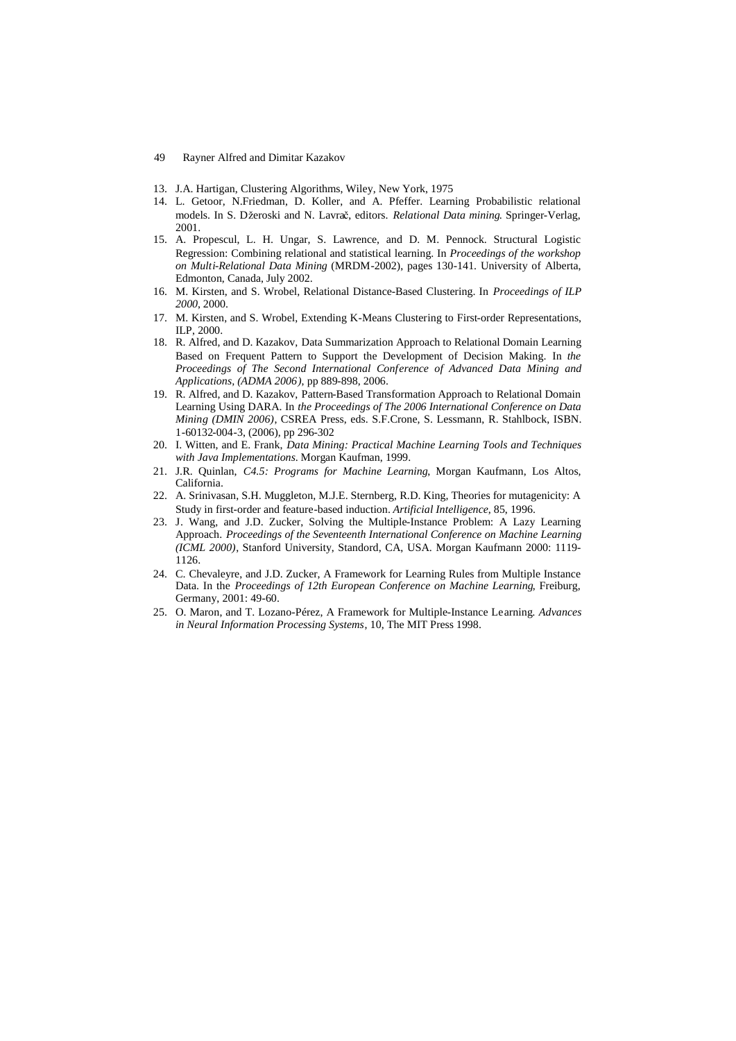13. J.A. Hartigan, Clustering Algorithms, Wiley, New York, 1975
14. L. Getoor, N.Friedman, D. Koller, and A. Pfeffer. Learning Probabilistic relational models. In S. Džeroski and N. Lavrač, editors. *Relational Data mining*. Springer-Verlag, 2001.
15. A. Propescul, L. H. Ungar, S. Lawrence, and D. M. Pennock. Structural Logistic Regression: Combining relational and statistical learning. In *Proceedings of the workshop on Multi-Relational Data Mining* (MRDM-2002), pages 130-141. University of Alberta, Edmonton, Canada, July 2002.
16. M. Kirsten, and S. Wrobel, Relational Distance-Based Clustering. In *Proceedings of ILP 2000*, 2000.
17. M. Kirsten, and S. Wrobel, Extending K-Means Clustering to First-order Representations, ILP, 2000.
18. R. Alfred, and D. Kazakov, Data Summarization Approach to Relational Domain Learning Based on Frequent Pattern to Support the Development of Decision Making. In *the Proceedings of The Second International Conference of Advanced Data Mining and Applications, (ADMA 2006)*, pp 889-898, 2006.
19. R. Alfred, and D. Kazakov, Pattern-Based Transformation Approach to Relational Domain Learning Using DARA. In *the Proceedings of The 2006 International Conference on Data Mining (DMIN 2006)*, CSREA Press, eds. S.F.Crone, S. Lessmann, R. Stahlbock, ISBN. 1-60132-004-3, (2006), pp 296-302
20. I. Witten, and E. Frank, *Data Mining: Practical Machine Learning Tools and Techniques with Java Implementations*. Morgan Kaufman, 1999.
21. J.R. Quinlan, *C4.5: Programs for Machine Learning*, Morgan Kaufmann, Los Altos, California.
22. A. Srinivasan, S.H. Muggleton, M.J.E. Sternberg, R.D. King, Theories for mutagenicity: A Study in first-order and feature-based induction. *Artificial Intelligence*, 85, 1996.
23. J. Wang, and J.D. Zucker, Solving the Multiple-Instance Problem: A Lazy Learning Approach. *Proceedings of the Seventeenth International Conference on Machine Learning (ICML 2000)*, Stanford University, Standord, CA, USA. Morgan Kaufmann 2000: 1119-1126.
24. C. Chevaleyre, and J.D. Zucker, A Framework for Learning Rules from Multiple Instance Data. In the *Proceedings of 12th European Conference on Machine Learning*, Freiburg, Germany, 2001: 49-60.
25. O. Maron, and T. Lozano-Pérez, A Framework for Multiple-Instance Learning. *Advances in Neural Information Processing Systems*, 10, The MIT Press 1998.